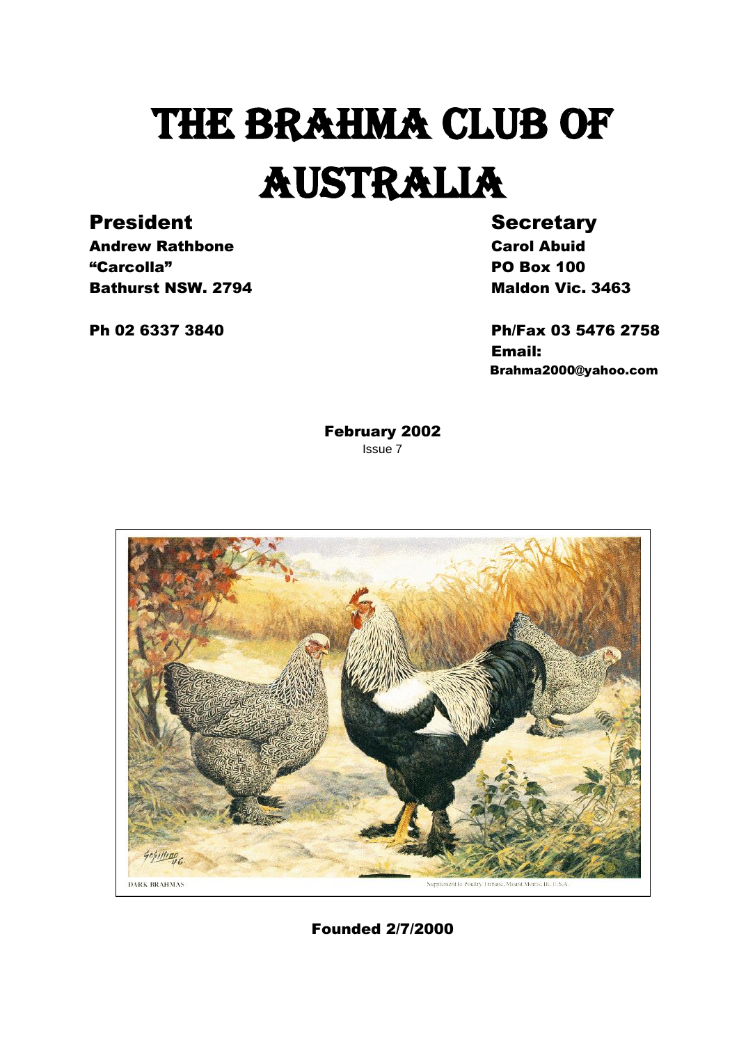# THE BRAHMA CLUB OF AUSTRALIA

**President**

**Andrew Rathbone**
**"Carcolla"**
**Bathurst NSW. 2794**

**Ph 02 6337 3840**

**Secretary**

**Carol Abuid**
**PO Box 100**
**Maldon Vic. 3463**

**Ph/Fax 03 5476 2758**
**Email:**
**Brahma2000@yahoo.com**

**February 2002**
Issue 7

DARK BRAHMAS

Supplement to Poultry Tribune, Mount Morris, Ill. U.S.A.

**Founded 2/7/2000**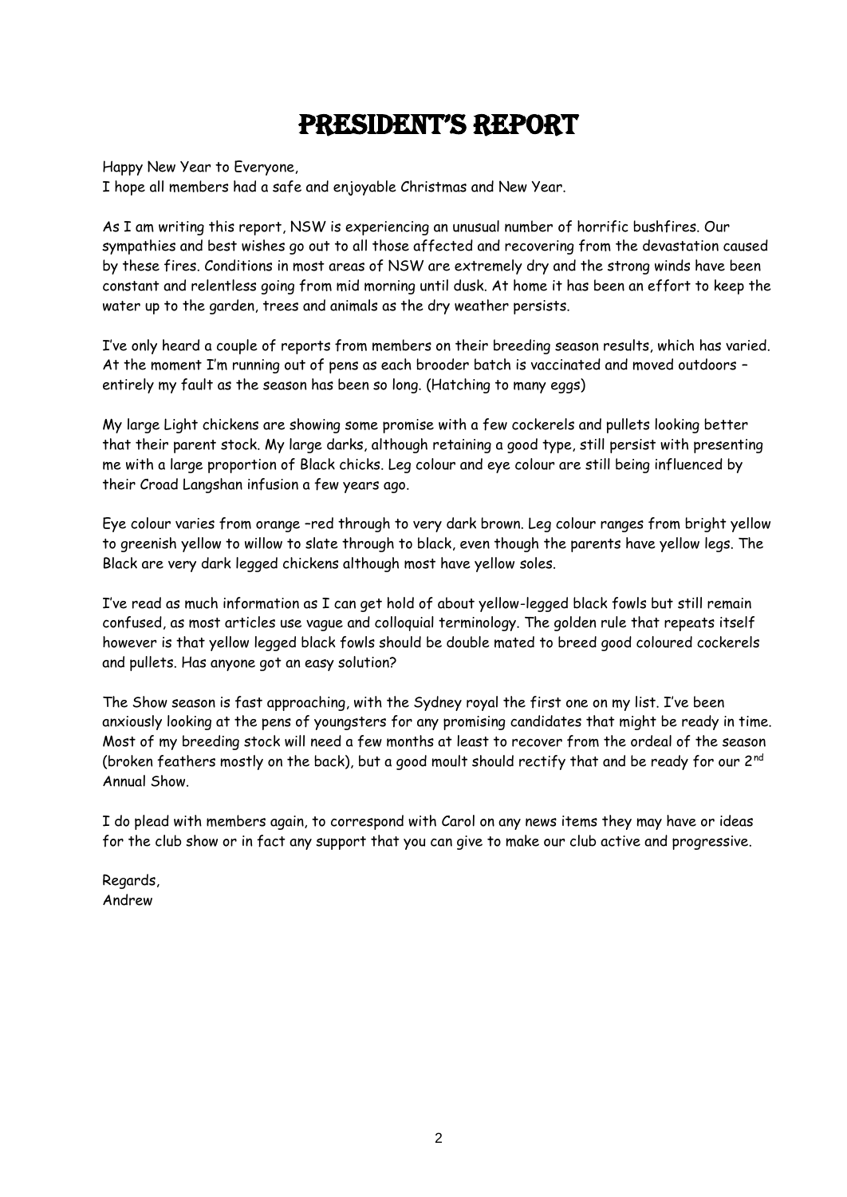# President's Report

Happy New Year to Everyone,
I hope all members had a safe and enjoyable Christmas and New Year.

As I am writing this report, NSW is experiencing an unusual number of horrific bushfires. Our sympathies and best wishes go out to all those affected and recovering from the devastation caused by these fires. Conditions in most areas of NSW are extremely dry and the strong winds have been constant and relentless going from mid morning until dusk. At home it has been an effort to keep the water up to the garden, trees and animals as the dry weather persists.

I've only heard a couple of reports from members on their breeding season results, which has varied. At the moment I'm running out of pens as each brooder batch is vaccinated and moved outdoors – entirely my fault as the season has been so long. (Hatching to many eggs)

My large Light chickens are showing some promise with a few cockerels and pullets looking better that their parent stock. My large darks, although retaining a good type, still persist with presenting me with a large proportion of Black chicks. Leg colour and eye colour are still being influenced by their Croad Langshan infusion a few years ago.

Eye colour varies from orange –red through to very dark brown. Leg colour ranges from bright yellow to greenish yellow to willow to slate through to black, even though the parents have yellow legs. The Black are very dark legged chickens although most have yellow soles.

I've read as much information as I can get hold of about yellow-legged black fowls but still remain confused, as most articles use vague and colloquial terminology. The golden rule that repeats itself however is that yellow legged black fowls should be double mated to breed good coloured cockerels and pullets. Has anyone got an easy solution?

The Show season is fast approaching, with the Sydney royal the first one on my list. I've been anxiously looking at the pens of youngsters for any promising candidates that might be ready in time. Most of my breeding stock will need a few months at least to recover from the ordeal of the season (broken feathers mostly on the back), but a good moult should rectify that and be ready for our 2nd Annual Show.

I do plead with members again, to correspond with Carol on any news items they may have or ideas for the club show or in fact any support that you can give to make our club active and progressive.

Regards,
Andrew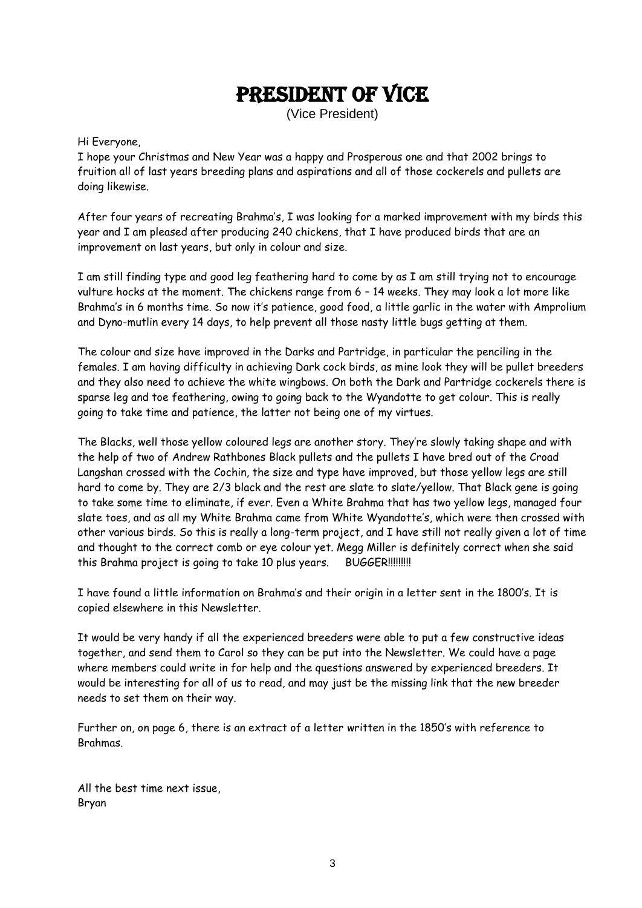# PRESIDENT OF VICE

(Vice President)

Hi Everyone,

I hope your Christmas and New Year was a happy and Prosperous one and that 2002 brings to fruition all of last years breeding plans and aspirations and all of those cockerels and pullets are doing likewise.

After four years of recreating Brahma's, I was looking for a marked improvement with my birds this year and I am pleased after producing 240 chickens, that I have produced birds that are an improvement on last years, but only in colour and size.

I am still finding type and good leg feathering hard to come by as I am still trying not to encourage vulture hocks at the moment. The chickens range from 6 – 14 weeks. They may look a lot more like Brahma's in 6 months time. So now it's patience, good food, a little garlic in the water with Amprolium and Dyno-mutlin every 14 days, to help prevent all those nasty little bugs getting at them.

The colour and size have improved in the Darks and Partridge, in particular the penciling in the females. I am having difficulty in achieving Dark cock birds, as mine look they will be pullet breeders and they also need to achieve the white wingbows. On both the Dark and Partridge cockerels there is sparse leg and toe feathering, owing to going back to the Wyandotte to get colour. This is really going to take time and patience, the latter not being one of my virtues.

The Blacks, well those yellow coloured legs are another story. They're slowly taking shape and with the help of two of Andrew Rathbones Black pullets and the pullets I have bred out of the Croad Langshan crossed with the Cochin, the size and type have improved, but those yellow legs are still hard to come by. They are 2/3 black and the rest are slate to slate/yellow. That Black gene is going to take some time to eliminate, if ever. Even a White Brahma that has two yellow legs, managed four slate toes, and as all my White Brahma came from White Wyandotte's, which were then crossed with other various birds. So this is really a long-term project, and I have still not really given a lot of time and thought to the correct comb or eye colour yet. Megg Miller is definitely correct when she said this Brahma project is going to take 10 plus years.   BUGGER!!!!!!!!!

I have found a little information on Brahma's and their origin in a letter sent in the 1800's. It is copied elsewhere in this Newsletter.

It would be very handy if all the experienced breeders were able to put a few constructive ideas together, and send them to Carol so they can be put into the Newsletter. We could have a page where members could write in for help and the questions answered by experienced breeders. It would be interesting for all of us to read, and may just be the missing link that the new breeder needs to set them on their way.

Further on, on page 6, there is an extract of a letter written in the 1850's with reference to Brahmas.

All the best time next issue,
Bryan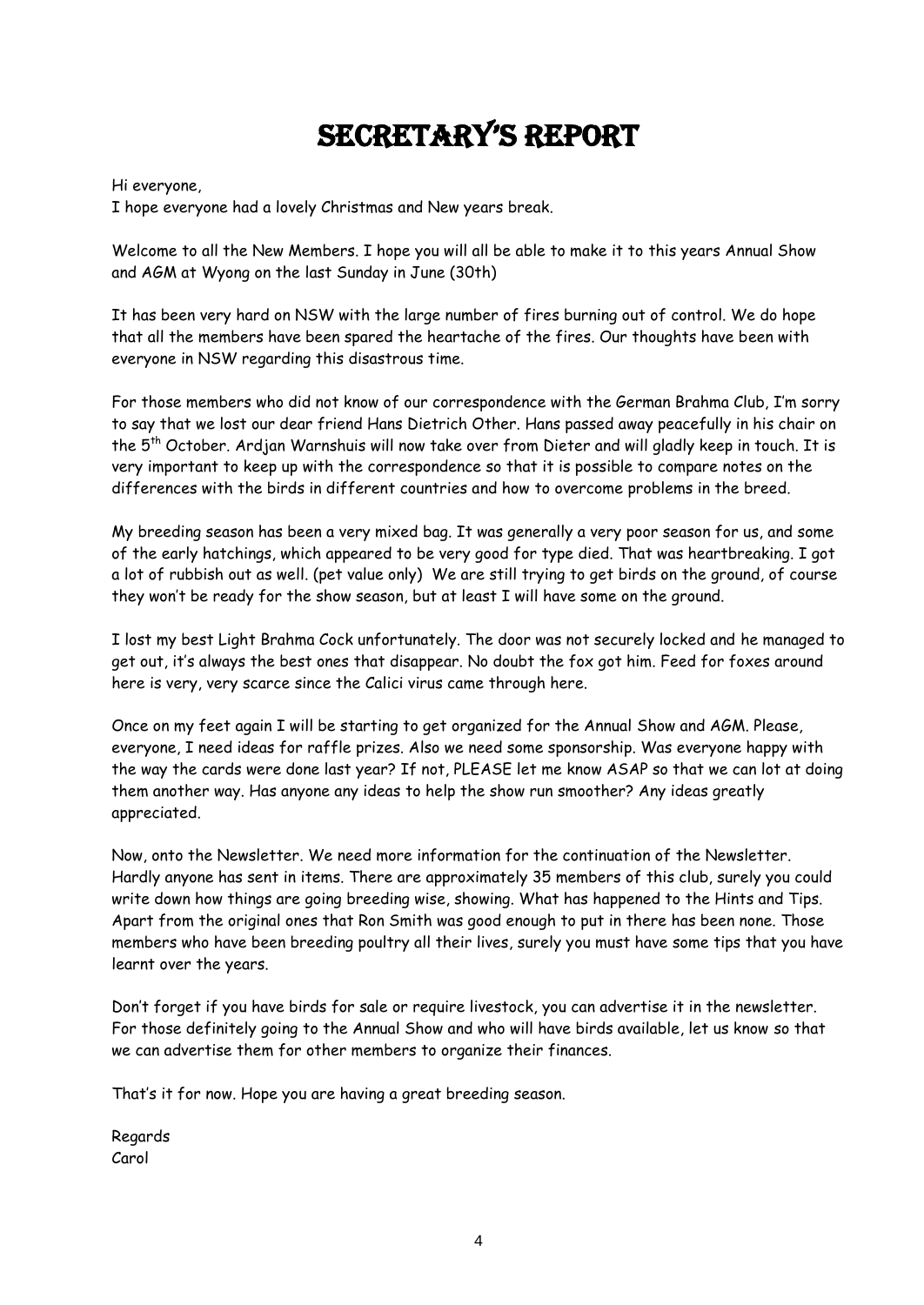# SECRETARY'S REPORT

Hi everyone,
I hope everyone had a lovely Christmas and New years break.

Welcome to all the New Members. I hope you will all be able to make it to this years Annual Show and AGM at Wyong on the last Sunday in June (30th)

It has been very hard on NSW with the large number of fires burning out of control. We do hope that all the members have been spared the heartache of the fires. Our thoughts have been with everyone in NSW regarding this disastrous time.

For those members who did not know of our correspondence with the German Brahma Club, I'm sorry to say that we lost our dear friend Hans Dietrich Other. Hans passed away peacefully in his chair on the 5th October. Ardjan Warnshuis will now take over from Dieter and will gladly keep in touch. It is very important to keep up with the correspondence so that it is possible to compare notes on the differences with the birds in different countries and how to overcome problems in the breed.

My breeding season has been a very mixed bag. It was generally a very poor season for us, and some of the early hatchings, which appeared to be very good for type died. That was heartbreaking. I got a lot of rubbish out as well. (pet value only) We are still trying to get birds on the ground, of course they won't be ready for the show season, but at least I will have some on the ground.

I lost my best Light Brahma Cock unfortunately. The door was not securely locked and he managed to get out, it's always the best ones that disappear. No doubt the fox got him. Feed for foxes around here is very, very scarce since the Calici virus came through here.

Once on my feet again I will be starting to get organized for the Annual Show and AGM. Please, everyone, I need ideas for raffle prizes. Also we need some sponsorship. Was everyone happy with the way the cards were done last year? If not, PLEASE let me know ASAP so that we can lot at doing them another way. Has anyone any ideas to help the show run smoother? Any ideas greatly appreciated.

Now, onto the Newsletter. We need more information for the continuation of the Newsletter. Hardly anyone has sent in items. There are approximately 35 members of this club, surely you could write down how things are going breeding wise, showing. What has happened to the Hints and Tips. Apart from the original ones that Ron Smith was good enough to put in there has been none. Those members who have been breeding poultry all their lives, surely you must have some tips that you have learnt over the years.

Don't forget if you have birds for sale or require livestock, you can advertise it in the newsletter. For those definitely going to the Annual Show and who will have birds available, let us know so that we can advertise them for other members to organize their finances.

That's it for now. Hope you are having a great breeding season.

Regards
Carol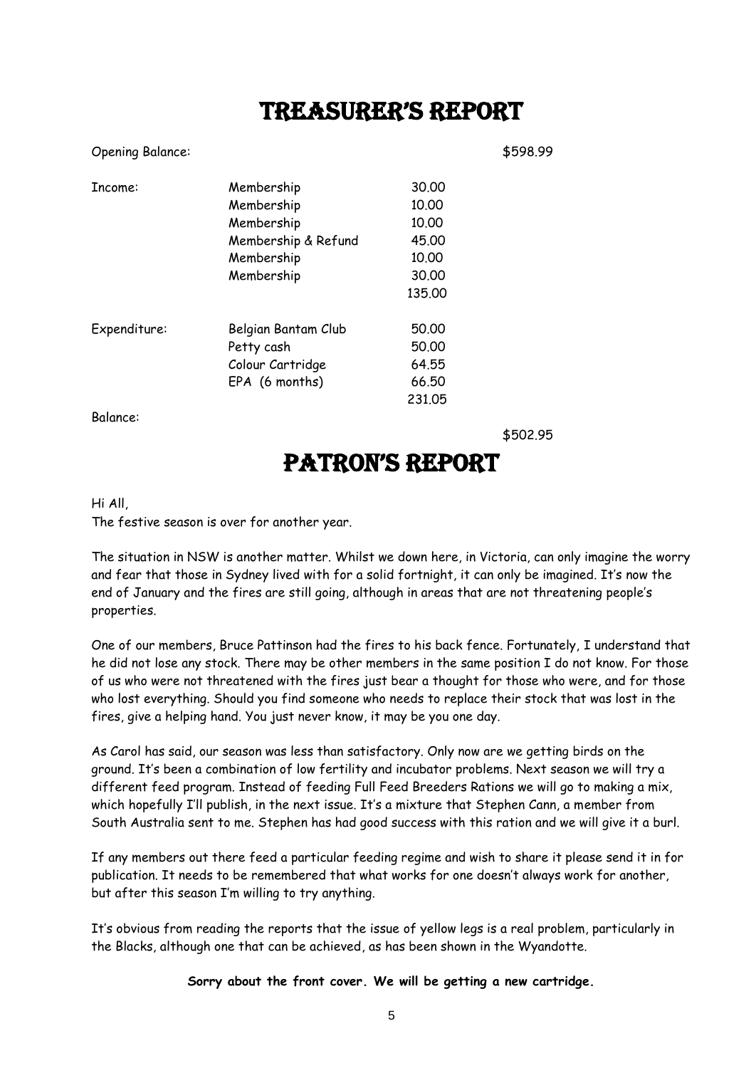# TREASURER'S REPORT

| | | | |
|---|---|---|---|
| Opening Balance: | | | $598.99 |
| Income: | Membership | 30.00 | |
| | Membership | 10.00 | |
| | Membership | 10.00 | |
| | Membership & Refund | 45.00 | |
| | Membership | 10.00 | |
| | Membership | 30.00 | |
| | | 135.00 | |
| Expenditure: | Belgian Bantam Club | 50.00 | |
| | Petty cash | 50.00 | |
| | Colour Cartridge | 64.55 | |
| | EPA (6 months) | 66.50 | |
| | | 231.05 | |
| Balance: | | | $502.95 |

# PATRON'S REPORT

Hi All,
The festive season is over for another year.

The situation in NSW is another matter. Whilst we down here, in Victoria, can only imagine the worry and fear that those in Sydney lived with for a solid fortnight, it can only be imagined. It's now the end of January and the fires are still going, although in areas that are not threatening people's properties.

One of our members, Bruce Pattinson had the fires to his back fence. Fortunately, I understand that he did not lose any stock. There may be other members in the same position I do not know. For those of us who were not threatened with the fires just bear a thought for those who were, and for those who lost everything. Should you find someone who needs to replace their stock that was lost in the fires, give a helping hand. You just never know, it may be you one day.

As Carol has said, our season was less than satisfactory. Only now are we getting birds on the ground. It's been a combination of low fertility and incubator problems. Next season we will try a different feed program. Instead of feeding Full Feed Breeders Rations we will go to making a mix, which hopefully I'll publish, in the next issue. It's a mixture that Stephen Cann, a member from South Australia sent to me. Stephen has had good success with this ration and we will give it a burl.

If any members out there feed a particular feeding regime and wish to share it please send it in for publication. It needs to be remembered that what works for one doesn't always work for another, but after this season I'm willing to try anything.

It's obvious from reading the reports that the issue of yellow legs is a real problem, particularly in the Blacks, although one that can be achieved, as has been shown in the Wyandotte.

**Sorry about the front cover. We will be getting a new cartridge.**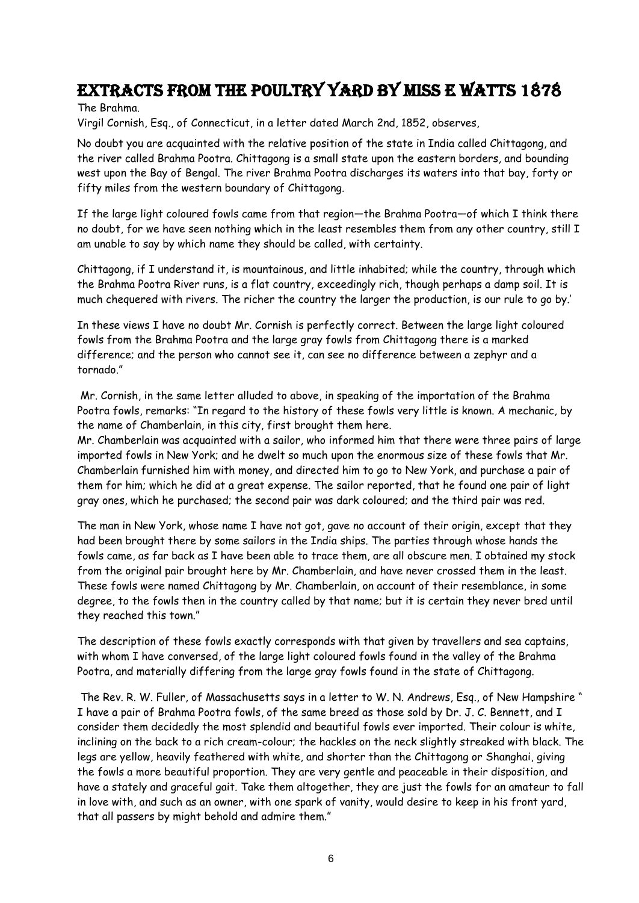# Extracts from The Poultry Yard by Miss E Watts 1878

The Brahma.

Virgil Cornish, Esq., of Connecticut, in a letter dated March 2nd, 1852, observes,

No doubt you are acquainted with the relative position of the state in India called Chittagong, and the river called Brahma Pootra. Chittagong is a small state upon the eastern borders, and bounding west upon the Bay of Bengal. The river Brahma Pootra discharges its waters into that bay, forty or fifty miles from the western boundary of Chittagong.

If the large light coloured fowls came from that region—the Brahma Pootra—of which I think there no doubt, for we have seen nothing which in the least resembles them from any other country, still I am unable to say by which name they should be called, with certainty.

Chittagong, if I understand it, is mountainous, and little inhabited; while the country, through which the Brahma Pootra River runs, is a flat country, exceedingly rich, though perhaps a damp soil. It is much chequered with rivers. The richer the country the larger the production, is our rule to go by.'

In these views I have no doubt Mr. Cornish is perfectly correct. Between the large light coloured fowls from the Brahma Pootra and the large gray fowls from Chittagong there is a marked difference; and the person who cannot see it, can see no difference between a zephyr and a tornado."

Mr. Cornish, in the same letter alluded to above, in speaking of the importation of the Brahma Pootra fowls, remarks: "In regard to the history of these fowls very little is known. A mechanic, by the name of Chamberlain, in this city, first brought them here.
Mr. Chamberlain was acquainted with a sailor, who informed him that there were three pairs of large imported fowls in New York; and he dwelt so much upon the enormous size of these fowls that Mr. Chamberlain furnished him with money, and directed him to go to New York, and purchase a pair of them for him; which he did at a great expense. The sailor reported, that he found one pair of light gray ones, which he purchased; the second pair was dark coloured; and the third pair was red.

The man in New York, whose name I have not got, gave no account of their origin, except that they had been brought there by some sailors in the India ships. The parties through whose hands the fowls came, as far back as I have been able to trace them, are all obscure men. I obtained my stock from the original pair brought here by Mr. Chamberlain, and have never crossed them in the least. These fowls were named Chittagong by Mr. Chamberlain, on account of their resemblance, in some degree, to the fowls then in the country called by that name; but it is certain they never bred until they reached this town."

The description of these fowls exactly corresponds with that given by travellers and sea captains, with whom I have conversed, of the large light coloured fowls found in the valley of the Brahma Pootra, and materially differing from the large gray fowls found in the state of Chittagong.

The Rev. R. W. Fuller, of Massachusetts says in a letter to W. N. Andrews, Esq., of New Hampshire " I have a pair of Brahma Pootra fowls, of the same breed as those sold by Dr. J. C. Bennett, and I consider them decidedly the most splendid and beautiful fowls ever imported. Their colour is white, inclining on the back to a rich cream-colour; the hackles on the neck slightly streaked with black. The legs are yellow, heavily feathered with white, and shorter than the Chittagong or Shanghai, giving the fowls a more beautiful proportion. They are very gentle and peaceable in their disposition, and have a stately and graceful gait. Take them altogether, they are just the fowls for an amateur to fall in love with, and such as an owner, with one spark of vanity, would desire to keep in his front yard, that all passers by might behold and admire them."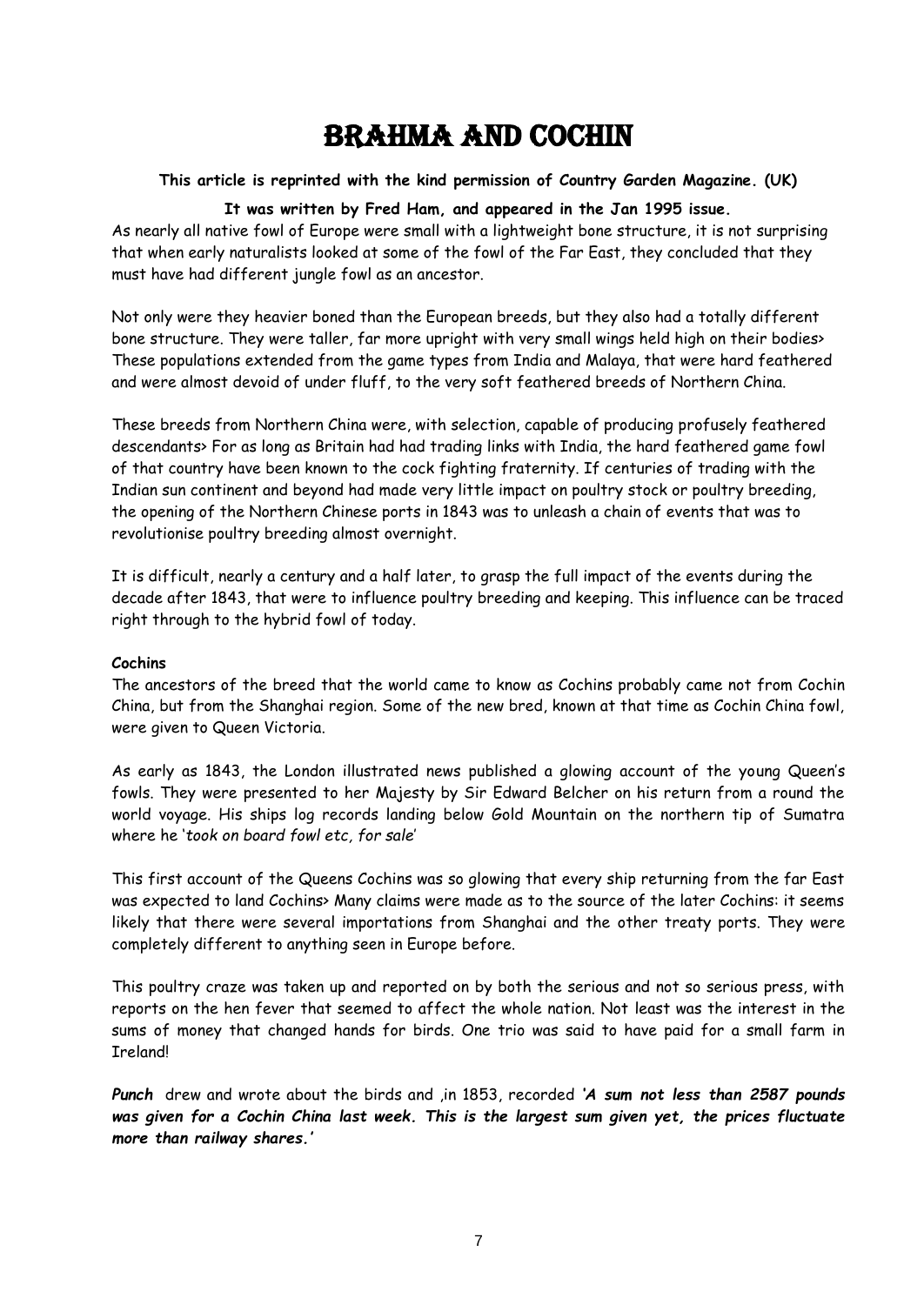# BRAHMA AND COCHIN

**This article is reprinted with the kind permission of Country Garden Magazine. (UK)**

**It was written by Fred Ham, and appeared in the Jan 1995 issue.**

As nearly all native fowl of Europe were small with a lightweight bone structure, it is not surprising that when early naturalists looked at some of the fowl of the Far East, they concluded that they must have had different jungle fowl as an ancestor.

Not only were they heavier boned than the European breeds, but they also had a totally different bone structure. They were taller, far more upright with very small wings held high on their bodies> These populations extended from the game types from India and Malaya, that were hard feathered and were almost devoid of under fluff, to the very soft feathered breeds of Northern China.

These breeds from Northern China were, with selection, capable of producing profusely feathered descendants> For as long as Britain had had trading links with India, the hard feathered game fowl of that country have been known to the cock fighting fraternity. If centuries of trading with the Indian sun continent and beyond had made very little impact on poultry stock or poultry breeding, the opening of the Northern Chinese ports in 1843 was to unleash a chain of events that was to revolutionise poultry breeding almost overnight.

It is difficult, nearly a century and a half later, to grasp the full impact of the events during the decade after 1843, that were to influence poultry breeding and keeping. This influence can be traced right through to the hybrid fowl of today.

**Cochins**

The ancestors of the breed that the world came to know as Cochins probably came not from Cochin China, but from the Shanghai region. Some of the new bred, known at that time as Cochin China fowl, were given to Queen Victoria.

As early as 1843, the London illustrated news published a glowing account of the young Queen's fowls. They were presented to her Majesty by Sir Edward Belcher on his return from a round the world voyage. His ships log records landing below Gold Mountain on the northern tip of Sumatra where he '*took on board fowl etc, for sale*'

This first account of the Queens Cochins was so glowing that every ship returning from the far East was expected to land Cochins> Many claims were made as to the source of the later Cochins: it seems likely that there were several importations from Shanghai and the other treaty ports. They were completely different to anything seen in Europe before.

This poultry craze was taken up and reported on by both the serious and not so serious press, with reports on the hen fever that seemed to affect the whole nation. Not least was the interest in the sums of money that changed hands for birds. One trio was said to have paid for a small farm in Ireland!

***Punch*** drew and wrote about the birds and ,in 1853, recorded ***'A sum not less than 2587 pounds was given for a Cochin China last week. This is the largest sum given yet, the prices fluctuate more than railway shares.'***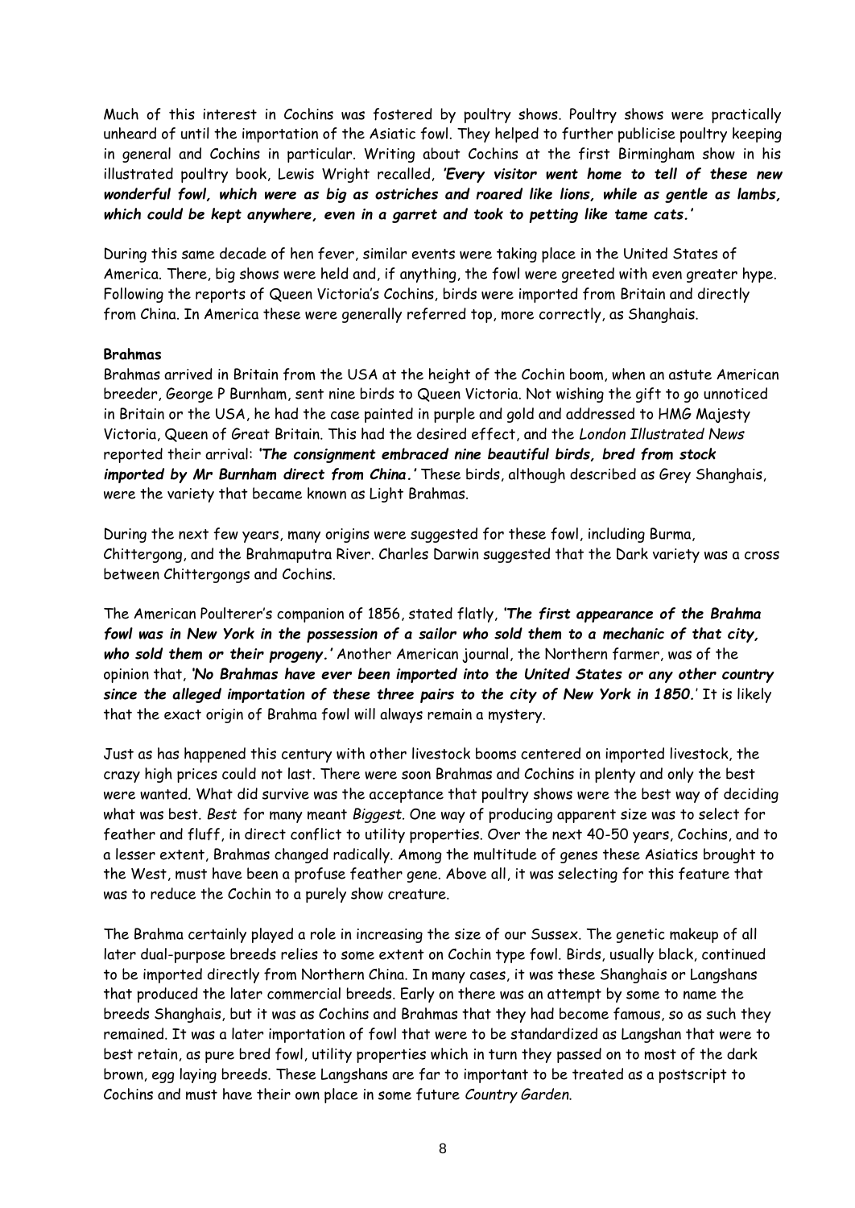Much of this interest in Cochins was fostered by poultry shows. Poultry shows were practically unheard of until the importation of the Asiatic fowl. They helped to further publicise poultry keeping in general and Cochins in particular. Writing about Cochins at the first Birmingham show in his illustrated poultry book, Lewis Wright recalled, ***'Every visitor went home to tell of these new wonderful fowl, which were as big as ostriches and roared like lions, while as gentle as lambs, which could be kept anywhere, even in a garret and took to petting like tame cats.'***

During this same decade of hen fever, similar events were taking place in the United States of America. There, big shows were held and, if anything, the fowl were greeted with even greater hype. Following the reports of Queen Victoria's Cochins, birds were imported from Britain and directly from China. In America these were generally referred top, more correctly, as Shanghais.

**Brahmas**

Brahmas arrived in Britain from the USA at the height of the Cochin boom, when an astute American breeder, George P Burnham, sent nine birds to Queen Victoria. Not wishing the gift to go unnoticed in Britain or the USA, he had the case painted in purple and gold and addressed to HMG Majesty Victoria, Queen of Great Britain. This had the desired effect, and the *London Illustrated News* reported their arrival: ***'The consignment embraced nine beautiful birds, bred from stock imported by Mr Burnham direct from China.'*** These birds, although described as Grey Shanghais, were the variety that became known as Light Brahmas.

During the next few years, many origins were suggested for these fowl, including Burma, Chittergong, and the Brahmaputra River. Charles Darwin suggested that the Dark variety was a cross between Chittergongs and Cochins.

The American Poulterer's companion of 1856, stated flatly, ***'The first appearance of the Brahma fowl was in New York in the possession of a sailor who sold them to a mechanic of that city, who sold them or their progeny.'*** Another American journal, the Northern farmer, was of the opinion that, ***'No Brahmas have ever been imported into the United States or any other country since the alleged importation of these three pairs to the city of New York in 1850.'*** It is likely that the exact origin of Brahma fowl will always remain a mystery.

Just as has happened this century with other livestock booms centered on imported livestock, the crazy high prices could not last. There were soon Brahmas and Cochins in plenty and only the best were wanted. What did survive was the acceptance that poultry shows were the best way of deciding what was best. *Best* for many meant *Biggest*. One way of producing apparent size was to select for feather and fluff, in direct conflict to utility properties. Over the next 40-50 years, Cochins, and to a lesser extent, Brahmas changed radically. Among the multitude of genes these Asiatics brought to the West, must have been a profuse feather gene. Above all, it was selecting for this feature that was to reduce the Cochin to a purely show creature.

The Brahma certainly played a role in increasing the size of our Sussex. The genetic makeup of all later dual-purpose breeds relies to some extent on Cochin type fowl. Birds, usually black, continued to be imported directly from Northern China. In many cases, it was these Shanghais or Langshans that produced the later commercial breeds. Early on there was an attempt by some to name the breeds Shanghais, but it was as Cochins and Brahmas that they had become famous, so as such they remained. It was a later importation of fowl that were to be standardized as Langshan that were to best retain, as pure bred fowl, utility properties which in turn they passed on to most of the dark brown, egg laying breeds. These Langshans are far to important to be treated as a postscript to Cochins and must have their own place in some future *Country Garden*.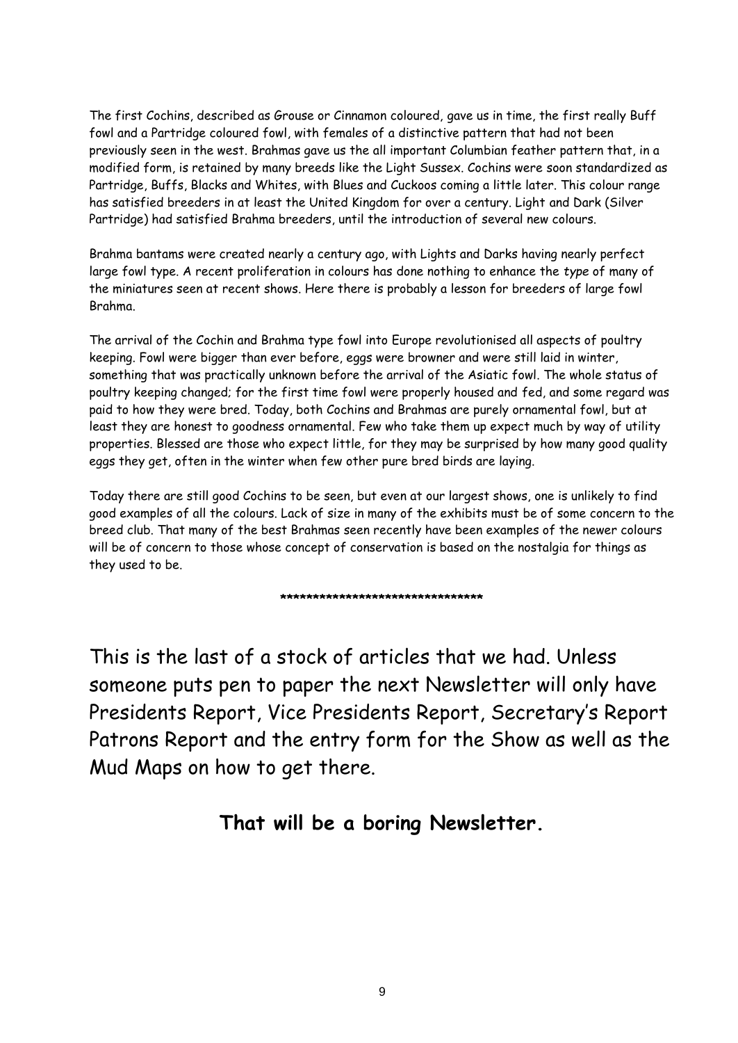The first Cochins, described as Grouse or Cinnamon coloured, gave us in time, the first really Buff fowl and a Partridge coloured fowl, with females of a distinctive pattern that had not been previously seen in the west. Brahmas gave us the all important Columbian feather pattern that, in a modified form, is retained by many breeds like the Light Sussex. Cochins were soon standardized as Partridge, Buffs, Blacks and Whites, with Blues and Cuckoos coming a little later. This colour range has satisfied breeders in at least the United Kingdom for over a century. Light and Dark (Silver Partridge) had satisfied Brahma breeders, until the introduction of several new colours.

Brahma bantams were created nearly a century ago, with Lights and Darks having nearly perfect large fowl type. A recent proliferation in colours has done nothing to enhance the *type* of many of the miniatures seen at recent shows. Here there is probably a lesson for breeders of large fowl Brahma.

The arrival of the Cochin and Brahma type fowl into Europe revolutionised all aspects of poultry keeping. Fowl were bigger than ever before, eggs were browner and were still laid in winter, something that was practically unknown before the arrival of the Asiatic fowl. The whole status of poultry keeping changed; for the first time fowl were properly housed and fed, and some regard was paid to how they were bred. Today, both Cochins and Brahmas are purely ornamental fowl, but at least they are honest to goodness ornamental. Few who take them up expect much by way of utility properties. Blessed are those who expect little, for they may be surprised by how many good quality eggs they get, often in the winter when few other pure bred birds are laying.

Today there are still good Cochins to be seen, but even at our largest shows, one is unlikely to find good examples of all the colours. Lack of size in many of the exhibits must be of some concern to the breed club. That many of the best Brahmas seen recently have been examples of the newer colours will be of concern to those whose concept of conservation is based on the nostalgia for things as they used to be.

********************************

This is the last of a stock of articles that we had. Unless someone puts pen to paper the next Newsletter will only have Presidents Report, Vice Presidents Report, Secretary's Report Patrons Report and the entry form for the Show as well as the Mud Maps on how to get there.

**That will be a boring Newsletter.**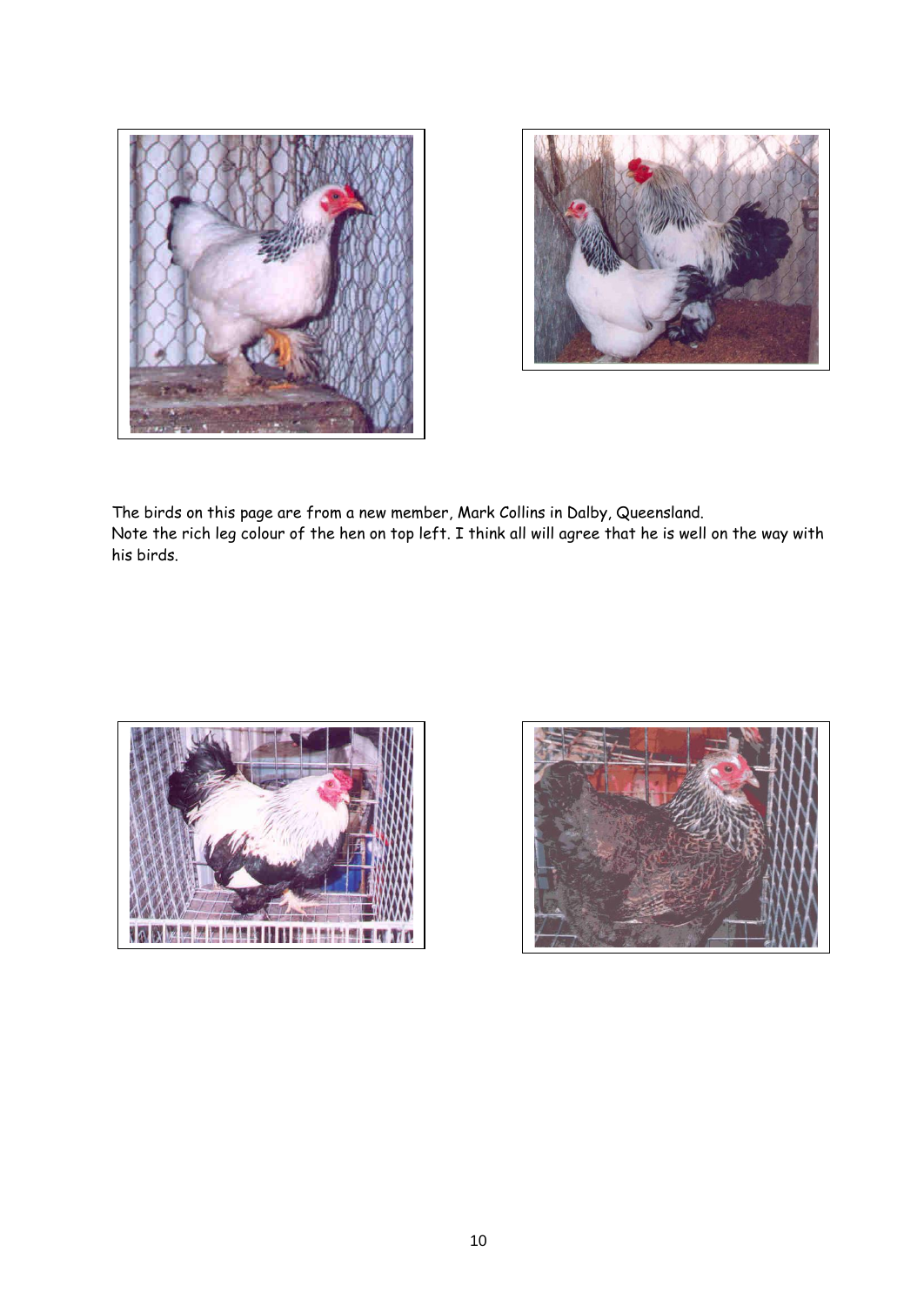The birds on this page are from a new member, Mark Collins in Dalby, Queensland.
Note the rich leg colour of the hen on top left. I think all will agree that he is well on the way with his birds.